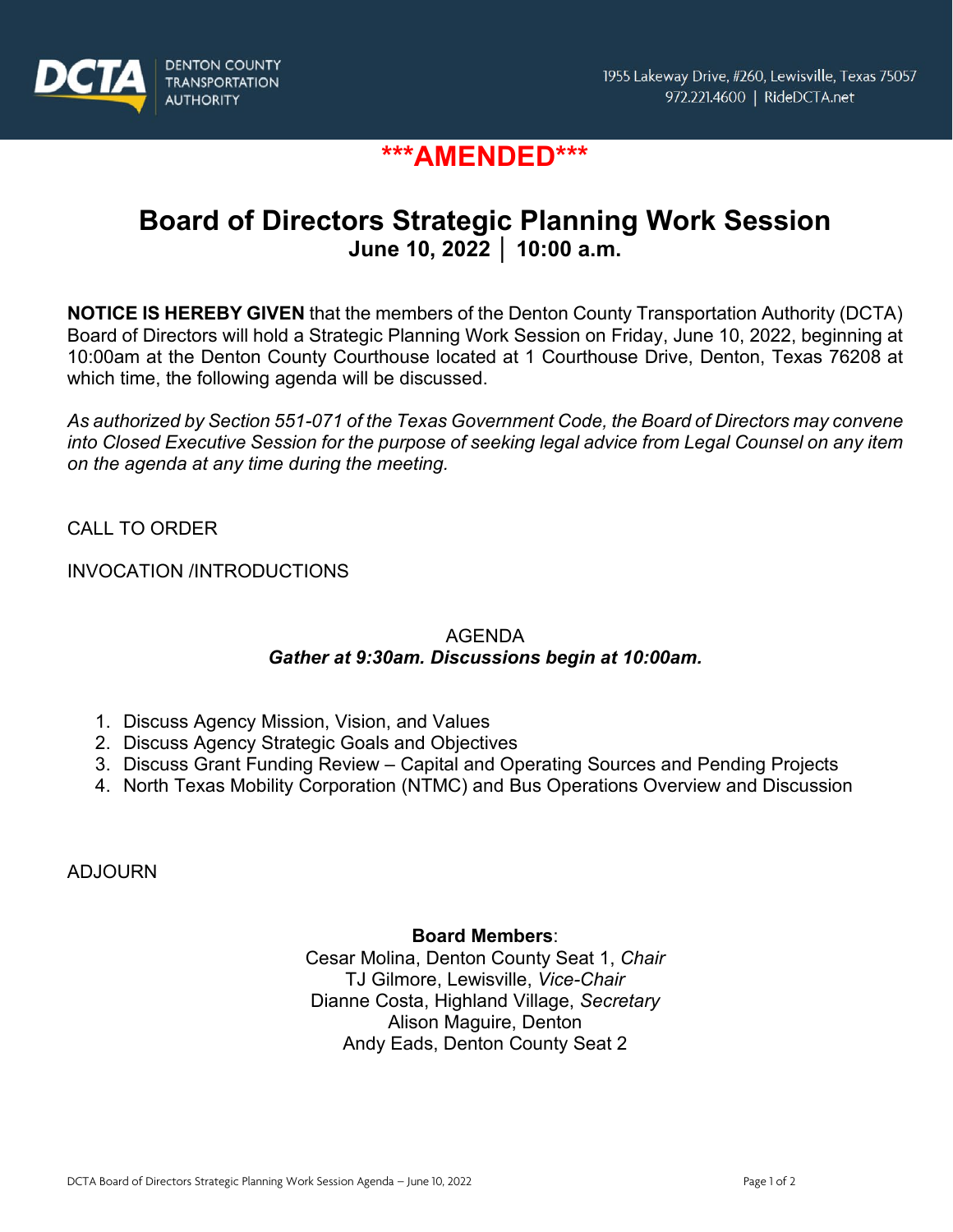DENTON COUNTY TRANSPORTATION AUTHORITY

1955 Lakeway Drive, #260, Lewisville, Texas 75057
972.221.4600 | RideDCTA.net

***AMENDED***

# Board of Directors Strategic Planning Work Session

**June 10, 2022 │ 10:00 a.m.**

**NOTICE IS HEREBY GIVEN** that the members of the Denton County Transportation Authority (DCTA) Board of Directors will hold a Strategic Planning Work Session on Friday, June 10, 2022, beginning at 10:00am at the Denton County Courthouse located at 1 Courthouse Drive, Denton, Texas 76208 at which time, the following agenda will be discussed.

*As authorized by Section 551-071 of the Texas Government Code, the Board of Directors may convene into Closed Executive Session for the purpose of seeking legal advice from Legal Counsel on any item on the agenda at any time during the meeting.*

CALL TO ORDER

INVOCATION /INTRODUCTIONS

AGENDA

***Gather at 9:30am. Discussions begin at 10:00am.***

1. Discuss Agency Mission, Vision, and Values
2. Discuss Agency Strategic Goals and Objectives
3. Discuss Grant Funding Review – Capital and Operating Sources and Pending Projects
4. North Texas Mobility Corporation (NTMC) and Bus Operations Overview and Discussion

ADJOURN

**Board Members**:

Cesar Molina, Denton County Seat 1, *Chair*
TJ Gilmore, Lewisville, *Vice-Chair*
Dianne Costa, Highland Village, *Secretary*
Alison Maguire, Denton
Andy Eads, Denton County Seat 2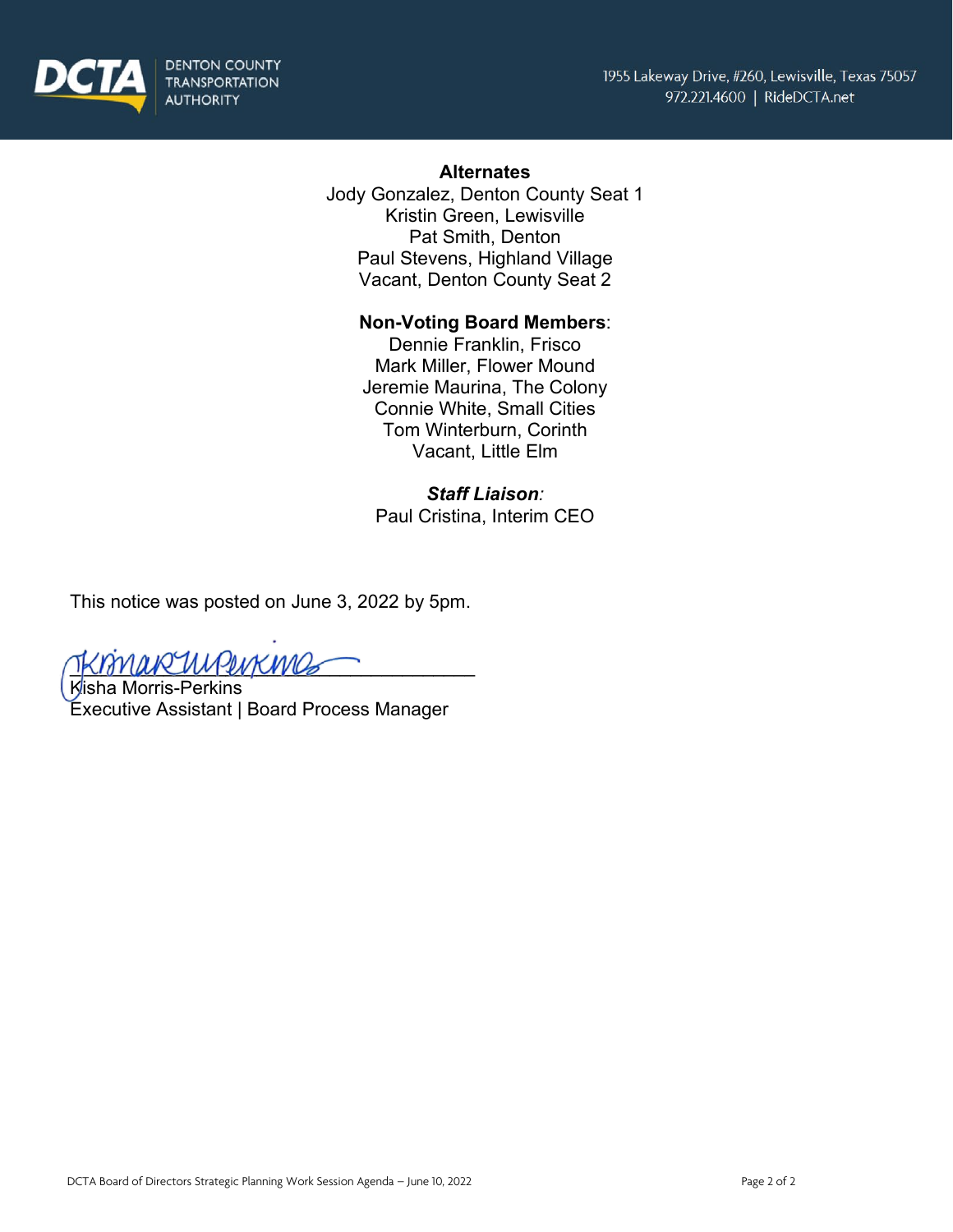**Alternates**

Jody Gonzalez, Denton County Seat 1
Kristin Green, Lewisville
Pat Smith, Denton
Paul Stevens, Highland Village
Vacant, Denton County Seat 2

**Non-Voting Board Members**:

Dennie Franklin, Frisco
Mark Miller, Flower Mound
Jeremie Maurina, The Colony
Connie White, Small Cities
Tom Winterburn, Corinth
Vacant, Little Elm

***Staff Liaison:***

Paul Cristina, Interim CEO

This notice was posted on June 3, 2022 by 5pm.

_______________________________
Kisha Morris-Perkins
Executive Assistant | Board Process Manager